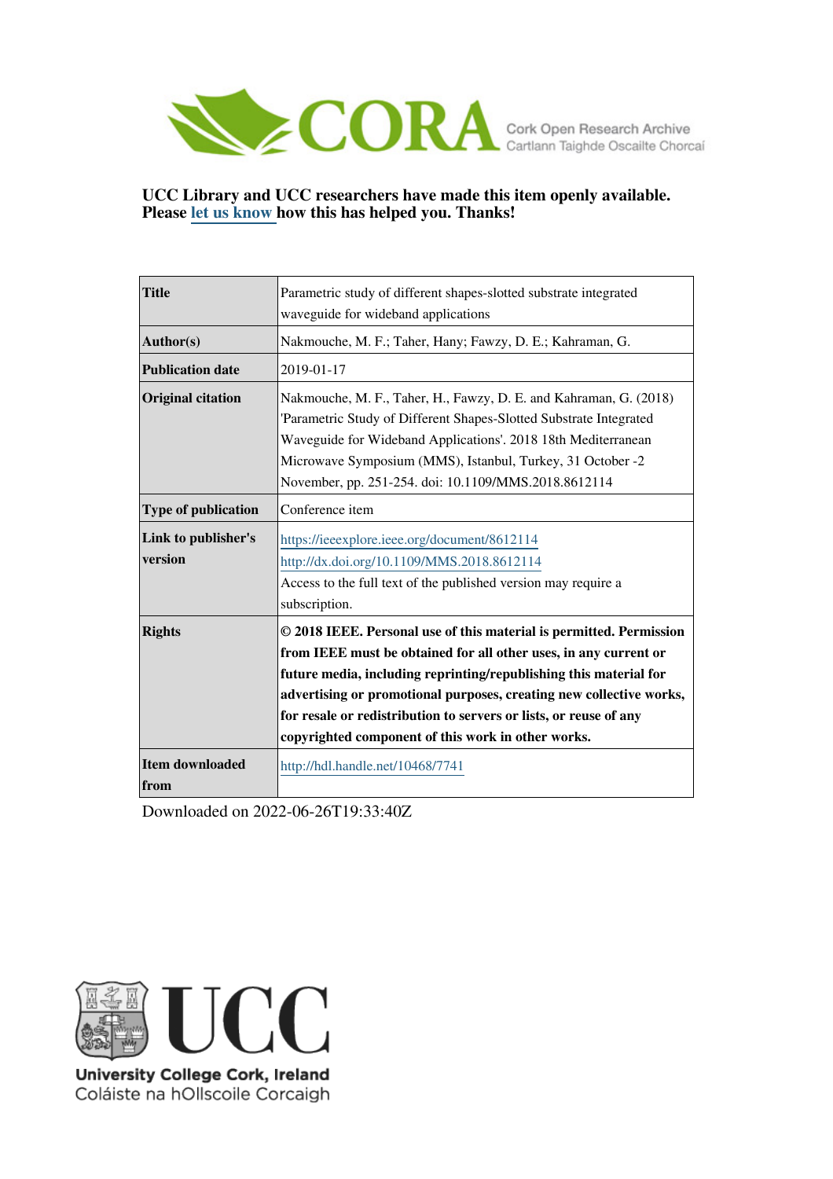CORA Cork Open Research Archive
Cartlann Taighde Oscailte Chorcaí

**UCC Library and UCC researchers have made this item openly available. Please let us know how this has helped you. Thanks!**

| | |
|---|---|
| **Title** | Parametric study of different shapes-slotted substrate integrated waveguide for wideband applications |
| **Author(s)** | Nakmouche, M. F.; Taher, Hany; Fawzy, D. E.; Kahraman, G. |
| **Publication date** | 2019-01-17 |
| **Original citation** | Nakmouche, M. F., Taher, H., Fawzy, D. E. and Kahraman, G. (2018) 'Parametric Study of Different Shapes-Slotted Substrate Integrated Waveguide for Wideband Applications'. 2018 18th Mediterranean Microwave Symposium (MMS), Istanbul, Turkey, 31 October -2 November, pp. 251-254. doi: 10.1109/MMS.2018.8612114 |
| **Type of publication** | Conference item |
| **Link to publisher's version** | https://ieeexplore.ieee.org/document/8612114 http://dx.doi.org/10.1109/MMS.2018.8612114 Access to the full text of the published version may require a subscription. |
| **Rights** | **© 2018 IEEE. Personal use of this material is permitted. Permission from IEEE must be obtained for all other uses, in any current or future media, including reprinting/republishing this material for advertising or promotional purposes, creating new collective works, for resale or redistribution to servers or lists, or reuse of any copyrighted component of this work in other works.** |
| **Item downloaded from** | http://hdl.handle.net/10468/7741 |

Downloaded on 2022-06-26T19:33:40Z

UCC
University College Cork, Ireland
Coláiste na hOllscoile Corcaigh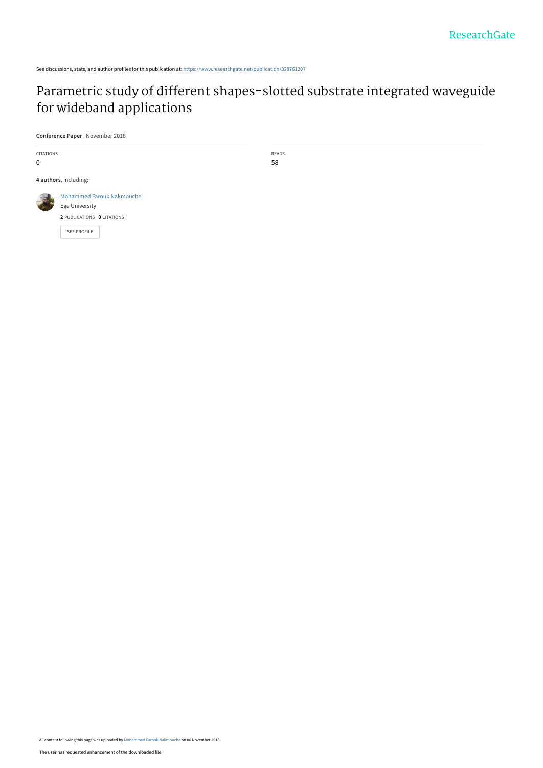See discussions, stats, and author profiles for this publication at: https://www.researchgate.net/publication/328761207

# Parametric study of different shapes-slotted substrate integrated waveguide for wideband applications

**Conference Paper** · November 2018

CITATIONS
0

READS
58

**4 authors**, including:

Mohammed Farouk Nakmouche
Ege University
**2** PUBLICATIONS **0** CITATIONS

SEE PROFILE

All content following this page was uploaded by Mohammed Farouk Nakmouche on 06 November 2018.

The user has requested enhancement of the downloaded file.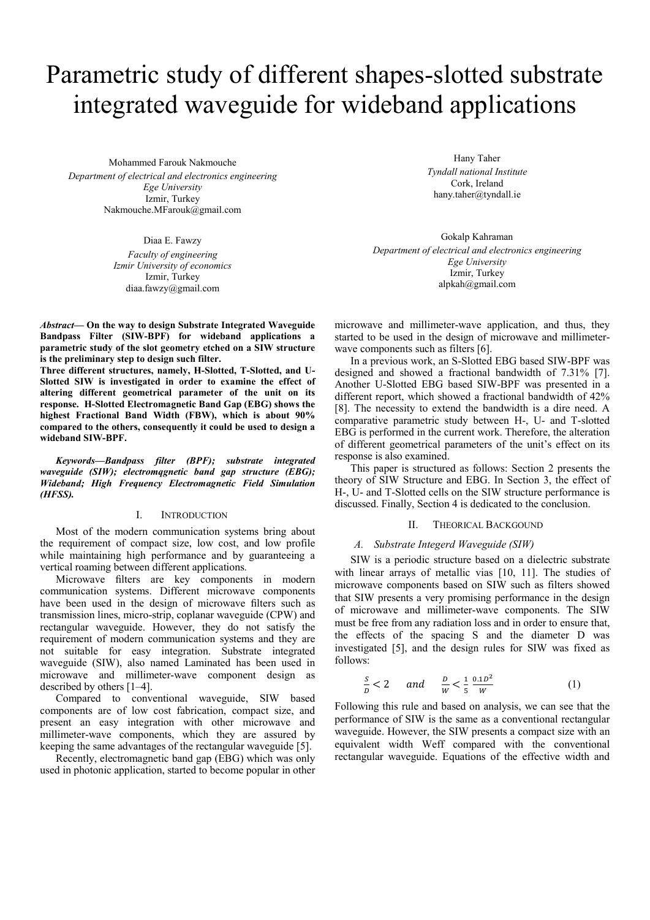# Parametric study of different shapes-slotted substrate integrated waveguide for wideband applications

Mohammed Farouk Nakmouche
*Department of electrical and electronics engineering*
*Ege University*
Izmir, Turkey
Nakmouche.MFarouk@gmail.com

Hany Taher
*Tyndall national Institute*
Cork, Ireland
hany.taher@tyndall.ie

Diaa E. Fawzy
*Faculty of engineering*
*Izmir University of economics*
Izmir, Turkey
diaa.fawzy@gmail.com

Gokalp Kahraman
*Department of electrical and electronics engineering*
*Ege University*
Izmir, Turkey
alpkah@gmail.com

***Abstract*— On the way to design Substrate Integrated Waveguide Bandpass Filter (SIW-BPF) for wideband applications a parametric study of the slot geometry etched on a SIW structure is the preliminary step to design such filter.**

**Three different structures, namely, H-Slotted, T-Slotted, and U-Slotted SIW is investigated in order to examine the effect of altering different geometrical parameter of the unit on its response. H-Slotted Electromagnetic Band Gap (EBG) shows the highest Fractional Band Width (FBW), which is about 90% compared to the others, consequently it could be used to design a wideband SIW-BPF.**

***Keywords—Bandpass filter (BPF); substrate integrated waveguide (SIW); electromqgnetic band gap structure (EBG); Wideband; High Frequency Electromagnetic Field Simulation (HFSS).***

## I. Introduction

Most of the modern communication systems bring about the requirement of compact size, low cost, and low profile while maintaining high performance and by guaranteeing a vertical roaming between different applications.

Microwave filters are key components in modern communication systems. Different microwave components have been used in the design of microwave filters such as transmission lines, micro-strip, coplanar waveguide (CPW) and rectangular waveguide. However, they do not satisfy the requirement of modern communication systems and they are not suitable for easy integration. Substrate integrated waveguide (SIW), also named Laminated has been used in microwave and millimeter-wave component design as described by others [1–4].

Compared to conventional waveguide, SIW based components are of low cost fabrication, compact size, and present an easy integration with other microwave and millimeter-wave components, which they are assured by keeping the same advantages of the rectangular waveguide [5].

Recently, electromagnetic band gap (EBG) which was only used in photonic application, started to become popular in other microwave and millimeter-wave application, and thus, they started to be used in the design of microwave and millimeter-wave components such as filters [6].

In a previous work, an S-Slotted EBG based SIW-BPF was designed and showed a fractional bandwidth of 7.31% [7]. Another U-Slotted EBG based SIW-BPF was presented in a different report, which showed a fractional bandwidth of 42% [8]. The necessity to extend the bandwidth is a dire need. A comparative parametric study between H-, U- and T-slotted EBG is performed in the current work. Therefore, the alteration of different geometrical parameters of the unit's effect on its response is also examined.

This paper is structured as follows: Section 2 presents the theory of SIW Structure and EBG. In Section 3, the effect of H-, U- and T-Slotted cells on the SIW structure performance is discussed. Finally, Section 4 is dedicated to the conclusion.

## II. Theorical Backgound

### *A. Substrate Integerd Waveguide (SIW)*

SIW is a periodic structure based on a dielectric substrate with linear arrays of metallic vias [10, 11]. The studies of microwave components based on SIW such as filters showed that SIW presents a very promising performance in the design of microwave and millimeter-wave components. The SIW must be free from any radiation loss and in order to ensure that, the effects of the spacing S and the diameter D was investigated [5], and the design rules for SIW was fixed as follows:

$$\frac{S}{D} < 2 \quad and \quad \frac{D}{W} < \frac{1}{5}\,\frac{0.1D^2}{W} \tag{1}$$

Following this rule and based on analysis, we can see that the performance of SIW is the same as a conventional rectangular waveguide. However, the SIW presents a compact size with an equivalent width Weff compared with the conventional rectangular waveguide. Equations of the effective width and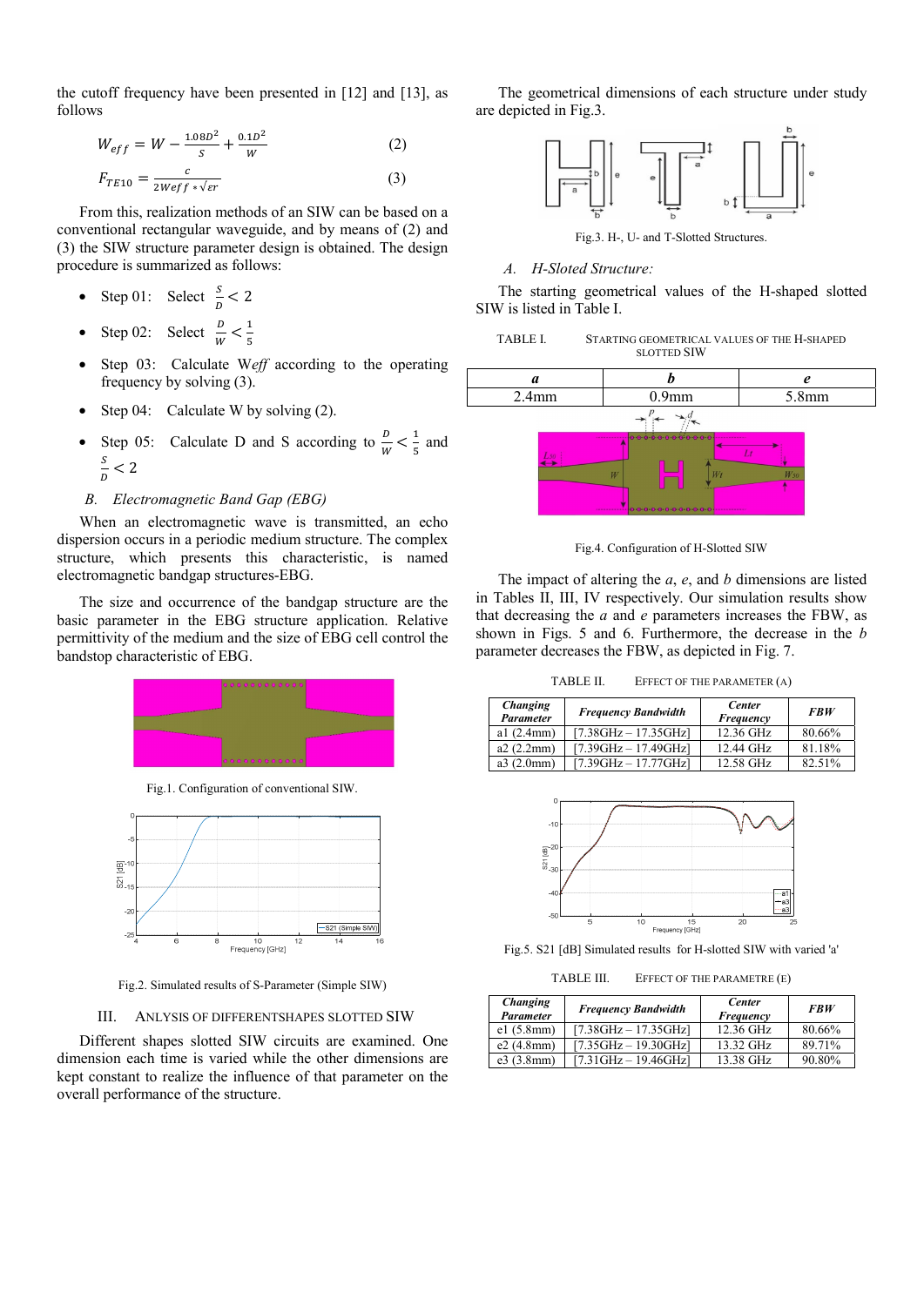the cutoff frequency have been presented in [12] and [13], as follows

$$W_{eff} = W - \frac{1.08D^2}{S} + \frac{0.1D^2}{W} \quad (2)$$

$$F_{TE10} = \frac{c}{2Weff * \sqrt{\varepsilon r}} \quad (3)$$

From this, realization methods of an SIW can be based on a conventional rectangular waveguide, and by means of (2) and (3) the SIW structure parameter design is obtained. The design procedure is summarized as follows:

- Step 01: Select $\frac{S}{D} < 2$
- Step 02: Select $\frac{D}{W} < \frac{1}{5}$
- Step 03: Calculate W*eff* according to the operating frequency by solving (3).
- Step 04: Calculate W by solving (2).
- Step 05: Calculate D and S according to $\frac{D}{W} < \frac{1}{5}$ and $\frac{S}{D} < 2$

### B. Electromagnetic Band Gap (EBG)

When an electromagnetic wave is transmitted, an echo dispersion occurs in a periodic medium structure. The complex structure, which presents this characteristic, is named electromagnetic bandgap structures-EBG.

The size and occurrence of the bandgap structure are the basic parameter in the EBG structure application. Relative permittivity of the medium and the size of EBG cell control the bandstop characteristic of EBG.

Fig.1. Configuration of conventional SIW.

Fig.2. Simulated results of S-Parameter (Simple SIW)

## III. Anlysis of Differentshapes Slotted SIW

Different shapes slotted SIW circuits are examined. One dimension each time is varied while the other dimensions are kept constant to realize the influence of that parameter on the overall performance of the structure.

The geometrical dimensions of each structure under study are depicted in Fig.3.

Fig.3. H-, U- and T-Slotted Structures.

### A. H-Sloted Structure:

The starting geometrical values of the H-shaped slotted SIW is listed in Table I.

TABLE I. Starting Geometrical Values of the H-Shaped Slotted SIW

| *a* | *b* | *e* |
|---|---|---|
| 2.4mm | 0.9mm | 5.8mm |

Fig.4. Configuration of H-Slotted SIW

The impact of altering the *a*, *e*, and *b* dimensions are listed in Tables II, III, IV respectively. Our simulation results show that decreasing the *a* and *e* parameters increases the FBW, as shown in Figs. 5 and 6. Furthermore, the decrease in the *b* parameter decreases the FBW, as depicted in Fig. 7.

TABLE II. Effect of the Parameter (A)

| *Changing Parameter* | *Frequency Bandwidth* | *Center Frequency* | *FBW* |
|---|---|---|---|
| a1 (2.4mm) | [7.38GHz – 17.35GHz] | 12.36 GHz | 80.66% |
| a2 (2.2mm) | [7.39GHz – 17.49GHz] | 12.44 GHz | 81.18% |
| a3 (2.0mm) | [7.39GHz – 17.77GHz] | 12.58 GHz | 82.51% |

Fig.5. S21 [dB] Simulated results for H-slotted SIW with varied 'a'

TABLE III. Effect of the Parametre (E)

| *Changing Parameter* | *Frequency Bandwidth* | *Center Frequency* | *FBW* |
|---|---|---|---|
| e1 (5.8mm) | [7.38GHz – 17.35GHz] | 12.36 GHz | 80.66% |
| e2 (4.8mm) | [7.35GHz – 19.30GHz] | 13.32 GHz | 89.71% |
| e3 (3.8mm) | [7.31GHz – 19.46GHz] | 13.38 GHz | 90.80% |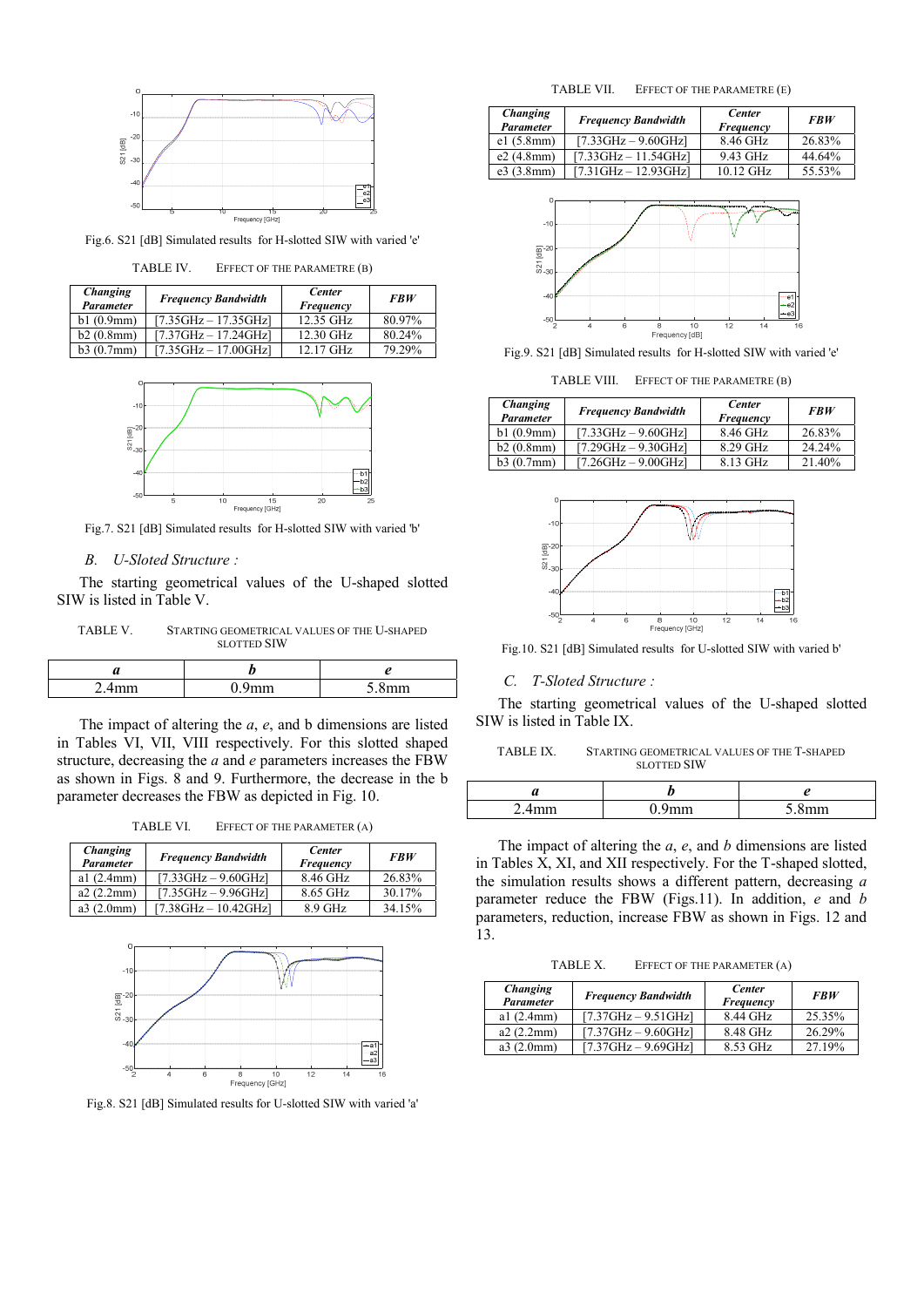Fig.6. S21 [dB] Simulated results for H-slotted SIW with varied 'e'

TABLE IV. EFFECT OF THE PARAMETRE (B)

| *Changing Parameter* | *Frequency Bandwidth* | *Center Frequency* | *FBW* |
|---|---|---|---|
| b1 (0.9mm) | [7.35GHz – 17.35GHz] | 12.35 GHz | 80.97% |
| b2 (0.8mm) | [7.37GHz – 17.24GHz] | 12.30 GHz | 80.24% |
| b3 (0.7mm) | [7.35GHz – 17.00GHz] | 12.17 GHz | 79.29% |

Fig.7. S21 [dB] Simulated results for H-slotted SIW with varied 'b'

### *B. U-Sloted Structure :*

The starting geometrical values of the U-shaped slotted SIW is listed in Table V.

TABLE V. STARTING GEOMETRICAL VALUES OF THE U-SHAPED SLOTTED SIW

| *a* | *b* | *e* |
|---|---|---|
| 2.4mm | 0.9mm | 5.8mm |

The impact of altering the *a*, *e*, and b dimensions are listed in Tables VI, VII, VIII respectively. For this slotted shaped structure, decreasing the *a* and *e* parameters increases the FBW as shown in Figs. 8 and 9. Furthermore, the decrease in the b parameter decreases the FBW as depicted in Fig. 10.

TABLE VI. EFFECT OF THE PARAMETER (A)

| *Changing Parameter* | *Frequency Bandwidth* | *Center Frequency* | *FBW* |
|---|---|---|---|
| a1 (2.4mm) | [7.33GHz – 9.60GHz] | 8.46 GHz | 26.83% |
| a2 (2.2mm) | [7.35GHz – 9.96GHz] | 8.65 GHz | 30.17% |
| a3 (2.0mm) | [7.38GHz – 10.42GHz] | 8.9 GHz | 34.15% |

Fig.8. S21 [dB] Simulated results for U-slotted SIW with varied 'a'

TABLE VII. EFFECT OF THE PARAMETRE (E)

| *Changing Parameter* | *Frequency Bandwidth* | *Center Frequency* | *FBW* |
|---|---|---|---|
| e1 (5.8mm) | [7.33GHz – 9.60GHz] | 8.46 GHz | 26.83% |
| e2 (4.8mm) | [7.33GHz – 11.54GHz] | 9.43 GHz | 44.64% |
| e3 (3.8mm) | [7.31GHz – 12.93GHz] | 10.12 GHz | 55.53% |

Fig.9. S21 [dB] Simulated results for H-slotted SIW with varied 'e'

TABLE VIII. EFFECT OF THE PARAMETRE (B)

| *Changing Parameter* | *Frequency Bandwidth* | *Center Frequency* | *FBW* |
|---|---|---|---|
| b1 (0.9mm) | [7.33GHz – 9.60GHz] | 8.46 GHz | 26.83% |
| b2 (0.8mm) | [7.29GHz – 9.30GHz] | 8.29 GHz | 24.24% |
| b3 (0.7mm) | [7.26GHz – 9.00GHz] | 8.13 GHz | 21.40% |

Fig.10. S21 [dB] Simulated results for U-slotted SIW with varied b'

### *C. T-Sloted Structure :*

The starting geometrical values of the U-shaped slotted SIW is listed in Table IX.

TABLE IX. STARTING GEOMETRICAL VALUES OF THE T-SHAPED SLOTTED SIW

| *a* | *b* | *e* |
|---|---|---|
| 2.4mm | 0.9mm | 5.8mm |

The impact of altering the *a*, *e*, and *b* dimensions are listed in Tables X, XI, and XII respectively. For the T-shaped slotted, the simulation results shows a different pattern, decreasing *a* parameter reduce the FBW (Figs.11). In addition, *e* and *b* parameters, reduction, increase FBW as shown in Figs. 12 and 13.

TABLE X. EFFECT OF THE PARAMETER (A)

| *Changing Parameter* | *Frequency Bandwidth* | *Center Frequency* | *FBW* |
|---|---|---|---|
| a1 (2.4mm) | [7.37GHz – 9.51GHz] | 8.44 GHz | 25.35% |
| a2 (2.2mm) | [7.37GHz – 9.60GHz] | 8.48 GHz | 26.29% |
| a3 (2.0mm) | [7.37GHz – 9.69GHz] | 8.53 GHz | 27.19% |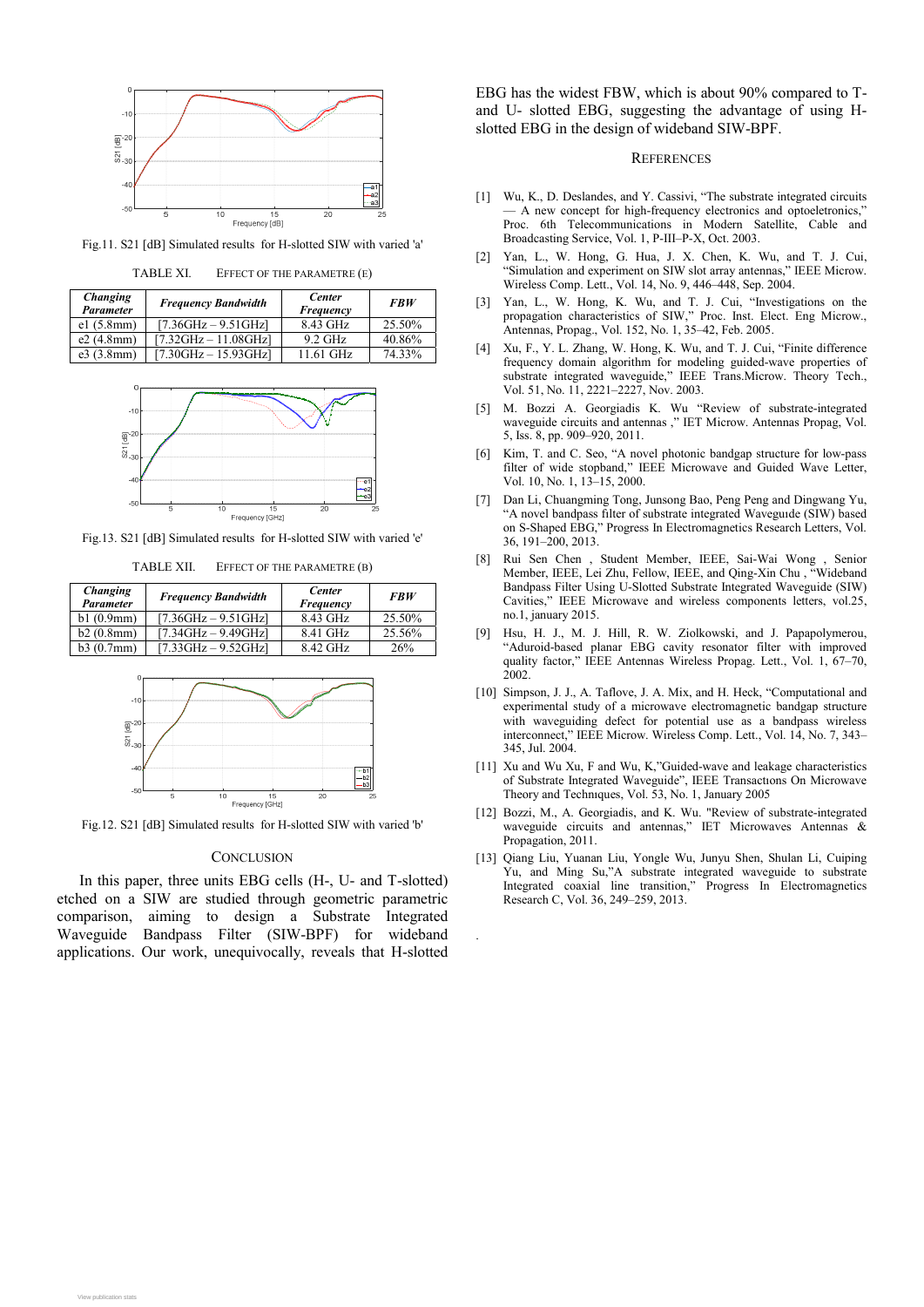0
-10
-20
-30
-40
-50
S21 [dB]
5
10
15
20
25
Frequency [dB]
a1
a2
a3

Fig.11. S21 [dB] Simulated results for H-slotted SIW with varied 'a'

TABLE XI. EFFECT OF THE PARAMETRE (E)

| *Changing Parameter* | *Frequency Bandwidth* | *Center Frequency* | *FBW* |
|---|---|---|---|
| e1 (5.8mm) | [7.36GHz – 9.51GHz] | 8.43 GHz | 25.50% |
| e2 (4.8mm) | [7.32GHz – 11.08GHz] | 9.2 GHz | 40.86% |
| e3 (3.8mm) | [7.30GHz – 15.93GHz] | 11.61 GHz | 74.33% |

0
-10
-20
-30
-40
-50
S21 [dB]
5
10
15
20
25
Frequency [GHz]
e1
e2
e3

Fig.13. S21 [dB] Simulated results for H-slotted SIW with varied 'e'

TABLE XII. EFFECT OF THE PARAMETRE (B)

| *Changing Parameter* | *Frequency Bandwidth* | *Center Frequency* | *FBW* |
|---|---|---|---|
| b1 (0.9mm) | [7.36GHz – 9.51GHz] | 8.43 GHz | 25.50% |
| b2 (0.8mm) | [7.34GHz – 9.49GHz] | 8.41 GHz | 25.56% |
| b3 (0.7mm) | [7.33GHz – 9.52GHz] | 8.42 GHz | 26% |

0
-10
-20
-30
-40
-50
S21 [dB]
5
10
15
20
25
Frequency [GHz]
b1
b2
b3

Fig.12. S21 [dB] Simulated results for H-slotted SIW with varied 'b'

## CONCLUSION

In this paper, three units EBG cells (H-, U- and T-slotted) etched on a SIW are studied through geometric parametric comparison, aiming to design a Substrate Integrated Waveguide Bandpass Filter (SIW-BPF) for wideband applications. Our work, unequivocally, reveals that H-slotted EBG has the widest FBW, which is about 90% compared to T- and U- slotted EBG, suggesting the advantage of using H-slotted EBG in the design of wideband SIW-BPF.

## REFERENCES

[1] Wu, K., D. Deslandes, and Y. Cassivi, "The substrate integrated circuits — A new concept for high-frequency electronics and optoeletronics," Proc. 6th Telecommunications in Modern Satellite, Cable and Broadcasting Service, Vol. 1, P-III–P-X, Oct. 2003.

[2] Yan, L., W. Hong, G. Hua, J. X. Chen, K. Wu, and T. J. Cui, "Simulation and experiment on SIW slot array antennas," IEEE Microw. Wireless Comp. Lett., Vol. 14, No. 9, 446–448, Sep. 2004.

[3] Yan, L., W. Hong, K. Wu, and T. J. Cui, "Investigations on the propagation characteristics of SIW," Proc. Inst. Elect. Eng Microw., Antennas, Propag., Vol. 152, No. 1, 35–42, Feb. 2005.

[4] Xu, F., Y. L. Zhang, W. Hong, K. Wu, and T. J. Cui, "Finite difference frequency domain algorithm for modeling guided-wave properties of substrate integrated waveguide," IEEE Trans.Microw. Theory Tech., Vol. 51, No. 11, 2221–2227, Nov. 2003.

[5] M. Bozzi A. Georgiadis K. Wu "Review of substrate-integrated waveguide circuits and antennas ," IET Microw. Antennas Propag, Vol. 5, Iss. 8, pp. 909–920, 2011.

[6] Kim, T. and C. Seo, "A novel photonic bandgap structure for low-pass filter of wide stopband," IEEE Microwave and Guided Wave Letter, Vol. 10, No. 1, 13–15, 2000.

[7] Dan Li, Chuangming Tong, Junsong Bao, Peng Peng and Dingwang Yu, "A novel bandpass filter of substrate integrated Waveguide (SIW) based on S-Shaped EBG," Progress In Electromagnetics Research Letters, Vol. 36, 191–200, 2013.

[8] Rui Sen Chen , Student Member, IEEE, Sai-Wai Wong , Senior Member, IEEE, Lei Zhu, Fellow, IEEE, and Qing-Xin Chu , "Wideband Bandpass Filter Using U-Slotted Substrate Integrated Waveguide (SIW) Cavities," IEEE Microwave and wireless components letters, vol.25, no.1, january 2015.

[9] Hsu, H. J., M. J. Hill, R. W. Ziolkowski, and J. Papapolymerou, "Aduroid-based planar EBG cavity resonator filter with improved quality factor," IEEE Antennas Wireless Propag. Lett., Vol. 1, 67–70, 2002.

[10] Simpson, J. J., A. Taflove, J. A. Mix, and H. Heck, "Computational and experimental study of a microwave electromagnetic bandgap structure with waveguiding defect for potential use as a bandpass wireless interconnect," IEEE Microw. Wireless Comp. Lett., Vol. 14, No. 7, 343–345, Jul. 2004.

[11] Xu and Wu Xu, F and Wu, K,"Guided-wave and leakage characteristics of Substrate Integrated Waveguide", IEEE Transactions On Microwave Theory and Techniques, Vol. 53, No. 1, January 2005

[12] Bozzi, M., A. Georgiadis, and K. Wu. "Review of substrate-integrated waveguide circuits and antennas," IET Microwaves Antennas & Propagation, 2011.

[13] Qiang Liu, Yuanan Liu, Yongle Wu, Junyu Shen, Shulan Li, Cuiping Yu, and Ming Su,"A substrate integrated waveguide to substrate Integrated coaxial line transition," Progress In Electromagnetics Research C, Vol. 36, 249–259, 2013.